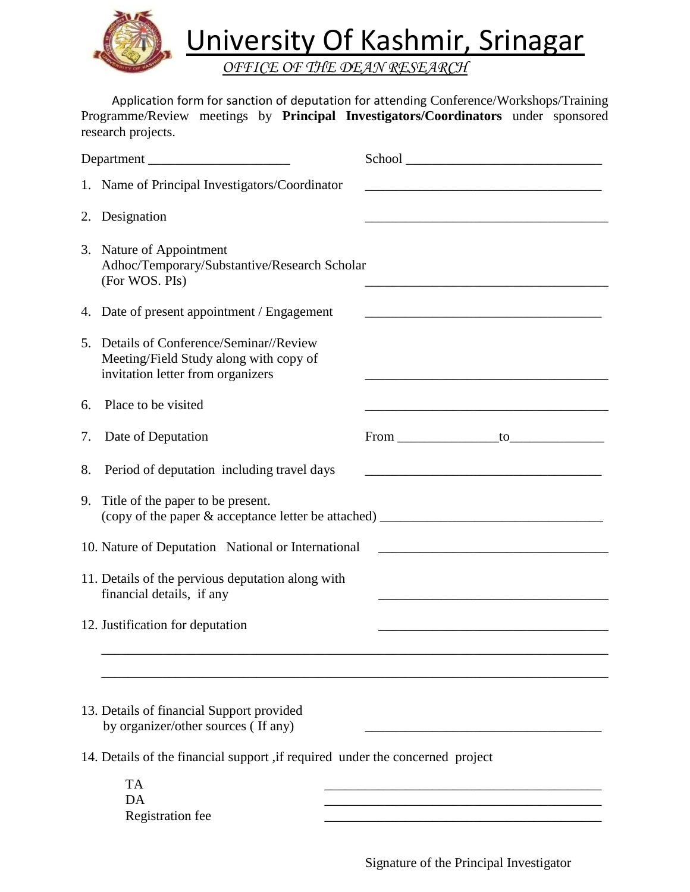# University Of Kashmir, Srinagar

*OFFICE OF THE DEAN RESEARCH*

Application form for sanction of deputation for attending Conference/Workshops/Training Programme/Review meetings by **Principal Investigators/Coordinators** under sponsored research projects.

Department ____________________ School ____________________________

1. Name of Principal Investigators/Coordinator ___________________________________
2. Designation ___________________________________
3. Nature of Appointment
   Adhoc/Temporary/Substantive/Research Scholar
   (For WOS. PIs) ___________________________________
4. Date of present appointment / Engagement ___________________________________
5. Details of Conference/Seminar//Review Meeting/Field Study along with copy of invitation letter from organizers ___________________________________
6. Place to be visited ___________________________________
7. Date of Deputation From ______________to_____________
8. Period of deputation including travel days ___________________________________
9. Title of the paper to be present.
   (copy of the paper & acceptance letter be attached) ________________________________
10. Nature of Deputation National or International ________________________________
11. Details of the pervious deputation along with financial details, if any ________________________________
12. Justification for deputation ________________________________

    ______________________________________________________________________

    ______________________________________________________________________

13. Details of financial Support provided by organizer/other sources ( If any) ________________________________
14. Details of the financial support ,if required under the concerned project

    TA ________________________________________

    DA ________________________________________

    Registration fee ________________________________________

Signature of the Principal Investigator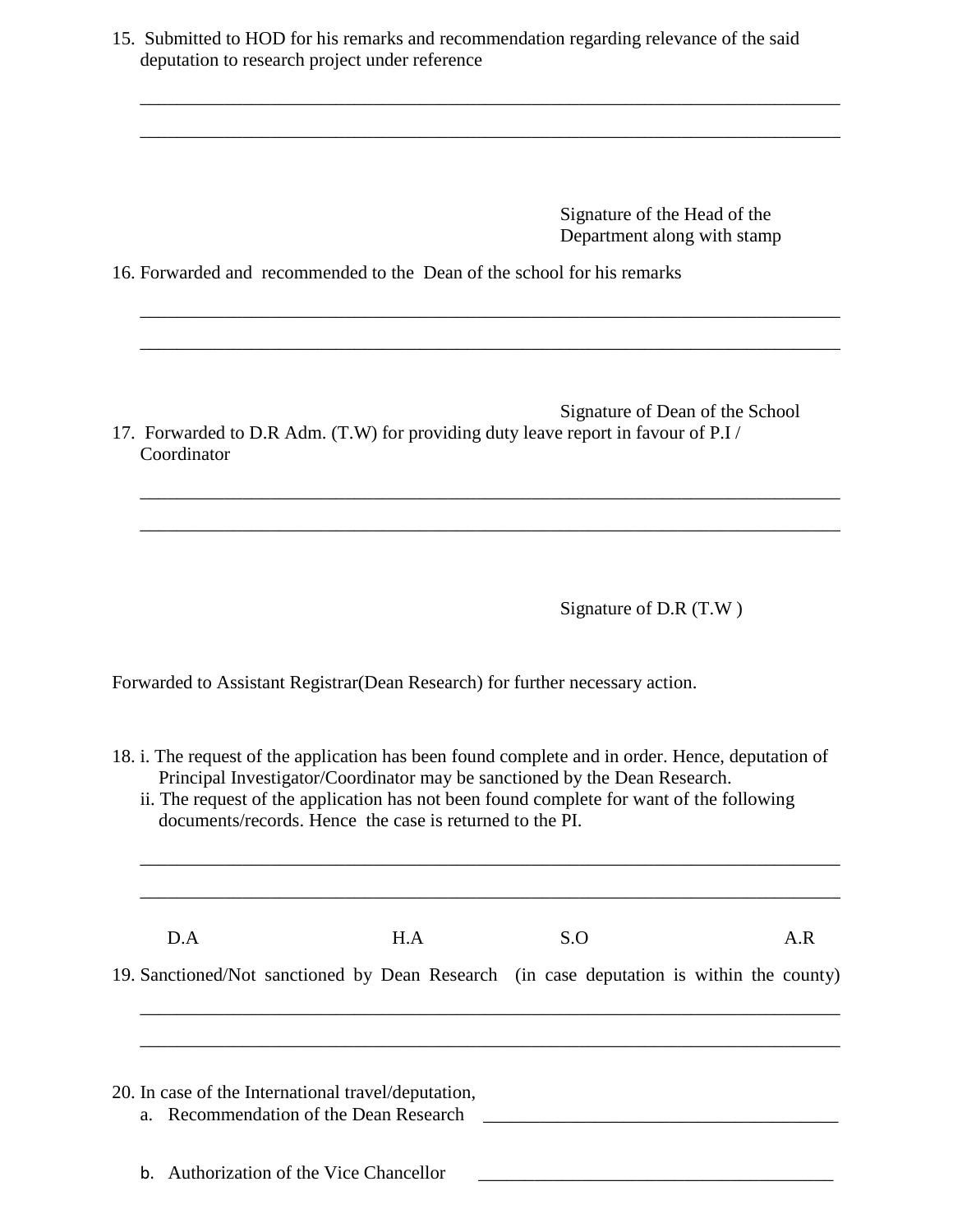15. Submitted to HOD for his remarks and recommendation regarding relevance of the said deputation to research project under reference

______________________________________________________________________________

______________________________________________________________________________

Signature of the Head of the Department along with stamp

16. Forwarded and recommended to the Dean of the school for his remarks

______________________________________________________________________________

______________________________________________________________________________

Signature of Dean of the School

17. Forwarded to D.R Adm. (T.W) for providing duty leave report in favour of P.I / Coordinator

______________________________________________________________________________

______________________________________________________________________________

Signature of D.R (T.W )

Forwarded to Assistant Registrar(Dean Research) for further necessary action.

18. i. The request of the application has been found complete and in order. Hence, deputation of Principal Investigator/Coordinator may be sanctioned by the Dean Research.
    ii. The request of the application has not been found complete for want of the following documents/records. Hence the case is returned to the PI.

______________________________________________________________________________

______________________________________________________________________________

D.A H.A S.O A.R

19. Sanctioned/Not sanctioned by Dean Research (in case deputation is within the county)

______________________________________________________________________________

______________________________________________________________________________

20. In case of the International travel/deputation,
    a. Recommendation of the Dean Research ________________________________________
    b. Authorization of the Vice Chancellor ________________________________________